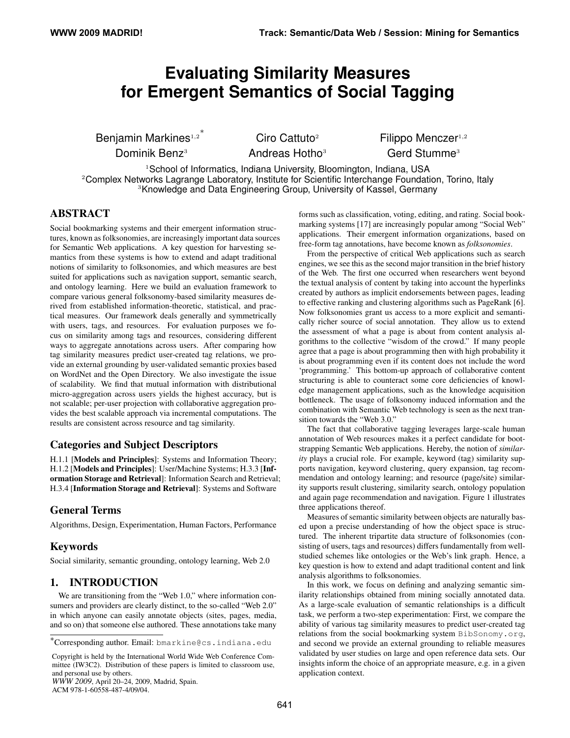# Evaluating Similarity Measures for Emergent Semantics of Social Tagging

Benjamin Markines[1,2]* Ciro Cattuto[2] Filippo Menczer[1,2]
Dominik Benz[3] Andreas Hotho[3] Gerd Stumme[3]

[1]School of Informatics, Indiana University, Bloomington, Indiana, USA
[2]Complex Networks Lagrange Laboratory, Institute for Scientific Interchange Foundation, Torino, Italy
[3]Knowledge and Data Engineering Group, University of Kassel, Germany

## ABSTRACT

Social bookmarking systems and their emergent information structures, known as folksonomies, are increasingly important data sources for Semantic Web applications. A key question for harvesting semantics from these systems is how to extend and adapt traditional notions of similarity to folksonomies, and which measures are best suited for applications such as navigation support, semantic search, and ontology learning. Here we build an evaluation framework to compare various general folksonomy-based similarity measures derived from established information-theoretic, statistical, and practical measures. Our framework deals generally and symmetrically with users, tags, and resources. For evaluation purposes we focus on similarity among tags and resources, considering different ways to aggregate annotations across users. After comparing how tag similarity measures predict user-created tag relations, we provide an external grounding by user-validated semantic proxies based on WordNet and the Open Directory. We also investigate the issue of scalability. We find that mutual information with distributional micro-aggregation across users yields the highest accuracy, but is not scalable; per-user projection with collaborative aggregation provides the best scalable approach via incremental computations. The results are consistent across resource and tag similarity.

### Categories and Subject Descriptors

H.1.1 [**Models and Principles**]: Systems and Information Theory; H.1.2 [**Models and Principles**]: User/Machine Systems; H.3.3 [**Information Storage and Retrieval**]: Information Search and Retrieval; H.3.4 [**Information Storage and Retrieval**]: Systems and Software

### General Terms

Algorithms, Design, Experimentation, Human Factors, Performance

### Keywords

Social similarity, semantic grounding, ontology learning, Web 2.0

## 1. INTRODUCTION

We are transitioning from the "Web 1.0," where information consumers and providers are clearly distinct, to the so-called "Web 2.0" in which anyone can easily annotate objects (sites, pages, media, and so on) that someone else authored. These annotations take many forms such as classification, voting, editing, and rating. Social bookmarking systems [17] are increasingly popular among "Social Web" applications. Their emergent information organizations, based on free-form tag annotations, have become known as *folksonomies*.

From the perspective of critical Web applications such as search engines, we see this as the second major transition in the brief history of the Web. The first one occurred when researchers went beyond the textual analysis of content by taking into account the hyperlinks created by authors as implicit endorsements between pages, leading to effective ranking and clustering algorithms such as PageRank [6]. Now folksonomies grant us access to a more explicit and semantically richer source of social annotation. They allow us to extend the assessment of what a page is about from content analysis algorithms to the collective "wisdom of the crowd." If many people agree that a page is about programming then with high probability it is about programming even if its content does not include the word 'programming.' This bottom-up approach of collaborative content structuring is able to counteract some core deficiencies of knowledge management applications, such as the knowledge acquisition bottleneck. The usage of folksonomy induced information and the combination with Semantic Web technology is seen as the next transition towards the "Web 3.0."

The fact that collaborative tagging leverages large-scale human annotation of Web resources makes it a perfect candidate for bootstrapping Semantic Web applications. Hereby, the notion of *similarity* plays a crucial role. For example, keyword (tag) similarity supports navigation, keyword clustering, query expansion, tag recommendation and ontology learning; and resource (page/site) similarity supports result clustering, similarity search, ontology population and again page recommendation and navigation. Figure 1 illustrates three applications thereof.

Measures of semantic similarity between objects are naturally based upon a precise understanding of how the object space is structured. The inherent tripartite data structure of folksonomies (consisting of users, tags and resources) differs fundamentally from well-studied schemes like ontologies or the Web's link graph. Hence, a key question is how to extend and adapt traditional content and link analysis algorithms to folksonomies.

In this work, we focus on defining and analyzing semantic similarity relationships obtained from mining socially annotated data. As a large-scale evaluation of semantic relationships is a difficult task, we perform a two-step experimentation: First, we compare the ability of various tag similarity measures to predict user-created tag relations from the social bookmarking system `BibSonomy.org`, and second we provide an external grounding to reliable measures validated by user studies on large and open reference data sets. Our insights inform the choice of an appropriate measure, e.g. in a given application context.

*Corresponding author. Email: `bmarkine@cs.indiana.edu`

Copyright is held by the International World Wide Web Conference Committee (IW3C2). Distribution of these papers is limited to classroom use, and personal use by others.
*WWW 2009*, April 20–24, 2009, Madrid, Spain.
ACM 978-1-60558-487-4/09/04.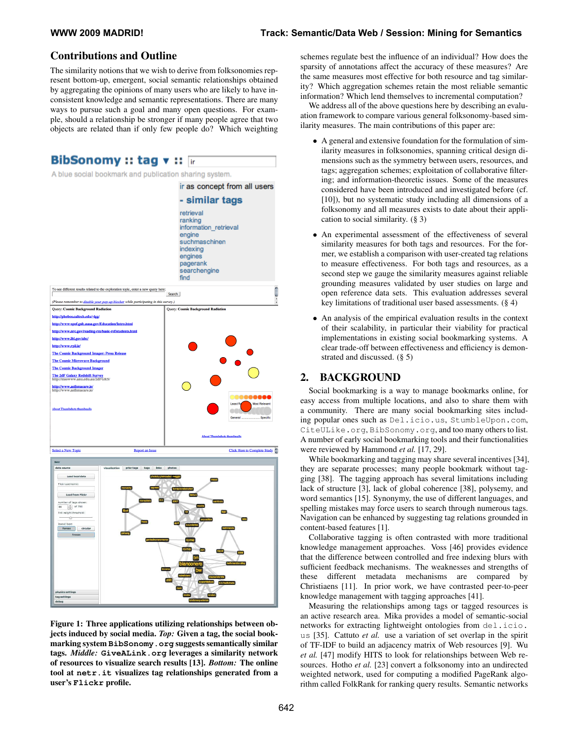## Contributions and Outline

The similarity notions that we wish to derive from folksonomies represent bottom-up, emergent, social semantic relationships obtained by aggregating the opinions of many users who are likely to have inconsistent knowledge and semantic representations. There are many ways to pursue such a goal and many open questions. For example, should a relationship be stronger if many people agree that two objects are related than if only few people do? Which weighting schemes regulate best the influence of an individual? How does the sparsity of annotations affect the accuracy of these measures? Are the same measures most effective for both resource and tag similarity? Which aggregation schemes retain the most reliable semantic information? Which lend themselves to incremental computation?

We address all of the above questions here by describing an evaluation framework to compare various general folksonomy-based similarity measures. The main contributions of this paper are:

- A general and extensive foundation for the formulation of similarity measures in folksonomies, spanning critical design dimensions such as the symmetry between users, resources, and tags; aggregation schemes; exploitation of collaborative filtering; and information-theoretic issues. Some of the measures considered have been introduced and investigated before (cf. [10]), but no systematic study including all dimensions of a folksonomy and all measures exists to date about their application to social similarity. (§ 3)
- An experimental assessment of the effectiveness of several similarity measures for both tags and resources. For the former, we establish a comparison with user-created tag relations to measure effectiveness. For both tags and resources, as a second step we gauge the similarity measures against reliable grounding measures validated by user studies on large and open reference data sets. This evaluation addresses several key limitations of traditional user based assessments. (§ 4)
- An analysis of the empirical evaluation results in the context of their scalability, in particular their viability for practical implementations in existing social bookmarking systems. A clear trade-off between effectiveness and efficiency is demonstrated and discussed. (§ 5)

**Figure 1: Three applications utilizing relationships between objects induced by social media. *Top:* Given a tag, the social bookmarking system BibSonomy.org suggests semantically similar tags. *Middle:* GiveALink.org leverages a similarity network of resources to visualize search results [13]. *Bottom:* The online tool at netr.it visualizes tag relationships generated from a user's Flickr profile.**

## 2. BACKGROUND

Social bookmarking is a way to manage bookmarks online, for easy access from multiple locations, and also to share them with a community. There are many social bookmarking sites including popular ones such as Del.icio.us, StumbleUpon.com, CiteULike.org, BibSonomy.org, and too many others to list. A number of early social bookmarking tools and their functionalities were reviewed by Hammond *et al.* [17, 29].

While bookmarking and tagging may share several incentives [34], they are separate processes; many people bookmark without tagging [38]. The tagging approach has several limitations including lack of structure [3], lack of global coherence [38], polysemy, and word semantics [15]. Synonymy, the use of different languages, and spelling mistakes may force users to search through numerous tags. Navigation can be enhanced by suggesting tag relations grounded in content-based features [1].

Collaborative tagging is often contrasted with more traditional knowledge management approaches. Voss [46] provides evidence that the difference between controlled and free indexing blurs with sufficient feedback mechanisms. The weaknesses and strengths of these different metadata mechanisms are compared by Christiaens [11]. In prior work, we have contrasted peer-to-peer knowledge management with tagging approaches [41].

Measuring the relationships among tags or tagged resources is an active research area. Mika provides a model of semantic-social networks for extracting lightweight ontologies from del.icio.us [35]. Cattuto *et al.* use a variation of set overlap in the spirit of TF-IDF to build an adjacency matrix of Web resources [9]. Wu *et al.* [47] modify HITS to look for relationships between Web resources. Hotho *et al.* [23] convert a folksonomy into an undirected weighted network, used for computing a modified PageRank algorithm called FolkRank for ranking query results. Semantic networks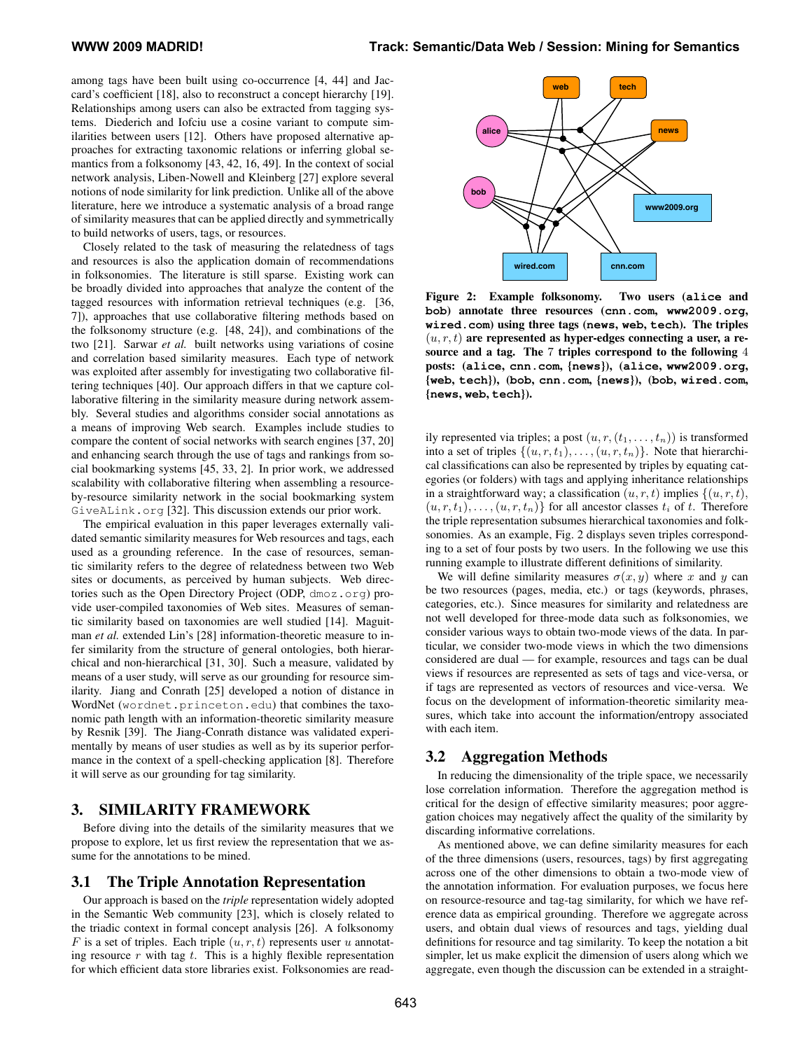among tags have been built using co-occurrence [4, 44] and Jaccard's coefficient [18], also to reconstruct a concept hierarchy [19]. Relationships among users can also be extracted from tagging systems. Diederich and Iofciu use a cosine variant to compute similarities between users [12]. Others have proposed alternative approaches for extracting taxonomic relations or inferring global semantics from a folksonomy [43, 42, 16, 49]. In the context of social network analysis, Liben-Nowell and Kleinberg [27] explore several notions of node similarity for link prediction. Unlike all of the above literature, here we introduce a systematic analysis of a broad range of similarity measures that can be applied directly and symmetrically to build networks of users, tags, or resources.

Closely related to the task of measuring the relatedness of tags and resources is also the application domain of recommendations in folksonomies. The literature is still sparse. Existing work can be broadly divided into approaches that analyze the content of the tagged resources with information retrieval techniques (e.g. [36, 7]), approaches that use collaborative filtering methods based on the folksonomy structure (e.g. [48, 24]), and combinations of the two [21]. Sarwar *et al.* built networks using variations of cosine and correlation based similarity measures. Each type of network was exploited after assembly for investigating two collaborative filtering techniques [40]. Our approach differs in that we capture collaborative filtering in the similarity measure during network assembly. Several studies and algorithms consider social annotations as a means of improving Web search. Examples include studies to compare the content of social networks with search engines [37, 20] and enhancing search through the use of tags and rankings from social bookmarking systems [45, 33, 2]. In prior work, we addressed scalability with collaborative filtering when assembling a resource-by-resource similarity network in the social bookmarking system GiveALink.org [32]. This discussion extends our prior work.

The empirical evaluation in this paper leverages externally validated semantic similarity measures for Web resources and tags, each used as a grounding reference. In the case of resources, semantic similarity refers to the degree of relatedness between two Web sites or documents, as perceived by human subjects. Web directories such as the Open Directory Project (ODP, dmoz.org) provide user-compiled taxonomies of Web sites. Measures of semantic similarity based on taxonomies are well studied [14]. Maguitman *et al.* extended Lin's [28] information-theoretic measure to infer similarity from the structure of general ontologies, both hierarchical and non-hierarchical [31, 30]. Such a measure, validated by means of a user study, will serve as our grounding for resource similarity. Jiang and Conrath [25] developed a notion of distance in WordNet (wordnet.princeton.edu) that combines the taxonomic path length with an information-theoretic similarity measure by Resnik [39]. The Jiang-Conrath distance was validated experimentally by means of user studies as well as by its superior performance in the context of a spell-checking application [8]. Therefore it will serve as our grounding for tag similarity.

## 3. SIMILARITY FRAMEWORK

Before diving into the details of the similarity measures that we propose to explore, let us first review the representation that we assume for the annotations to be mined.

### 3.1 The Triple Annotation Representation

Our approach is based on the *triple* representation widely adopted in the Semantic Web community [23], which is closely related to the triadic context in formal concept analysis [26]. A folksonomy $F$ is a set of triples. Each triple $(u, r, t)$ represents user $u$ annotating resource $r$ with tag $t$. This is a highly flexible representation for which efficient data store libraries exist. Folksonomies are readily represented via triples; a post $(u, r, (t_1, \ldots, t_n))$ is transformed into a set of triples $\{(u, r, t_1), \ldots, (u, r, t_n)\}$. Note that hierarchical classifications can also be represented by triples by equating categories (or folders) with tags and applying inheritance relationships in a straightforward way; a classification $(u, r, t)$ implies $\{(u, r, t), (u, r, t_1), \ldots, (u, r, t_n)\}$ for all ancestor classes $t_i$ of $t$. Therefore the triple representation subsumes hierarchical taxonomies and folksonomies. As an example, Fig. 2 displays seven triples corresponding to a set of four posts by two users. In the following we use this running example to illustrate different definitions of similarity.

**Figure 2: Example folksonomy. Two users (alice and bob) annotate three resources (cnn.com, www2009.org, wired.com) using three tags (news, web, tech). The triples $(u, r, t)$ are represented as hyper-edges connecting a user, a resource and a tag. The 7 triples correspond to the following 4 posts: (alice, cnn.com, {news}), (alice, www2009.org, {web, tech}), (bob, cnn.com, {news}), (bob, wired.com, {news, web, tech}).**

We will define similarity measures $\sigma(x, y)$ where $x$ and $y$ can be two resources (pages, media, etc.) or tags (keywords, phrases, categories, etc.). Since measures for similarity and relatedness are not well developed for three-mode data such as folksonomies, we consider various ways to obtain two-mode views of the data. In particular, we consider two-mode views in which the two dimensions considered are dual — for example, resources and tags can be dual views if resources are represented as sets of tags and vice-versa, or if tags are represented as vectors of resources and vice-versa. We focus on the development of information-theoretic similarity measures, which take into account the information/entropy associated with each item.

### 3.2 Aggregation Methods

In reducing the dimensionality of the triple space, we necessarily lose correlation information. Therefore the aggregation method is critical for the design of effective similarity measures; poor aggregation choices may negatively affect the quality of the similarity by discarding informative correlations.

As mentioned above, we can define similarity measures for each of the three dimensions (users, resources, tags) by first aggregating across one of the other dimensions to obtain a two-mode view of the annotation information. For evaluation purposes, we focus here on resource-resource and tag-tag similarity, for which we have reference data as empirical grounding. Therefore we aggregate across users, and obtain dual views of resources and tags, yielding dual definitions for resource and tag similarity. To keep the notation a bit simpler, let us make explicit the dimension of users along which we aggregate, even though the discussion can be extended in a straight-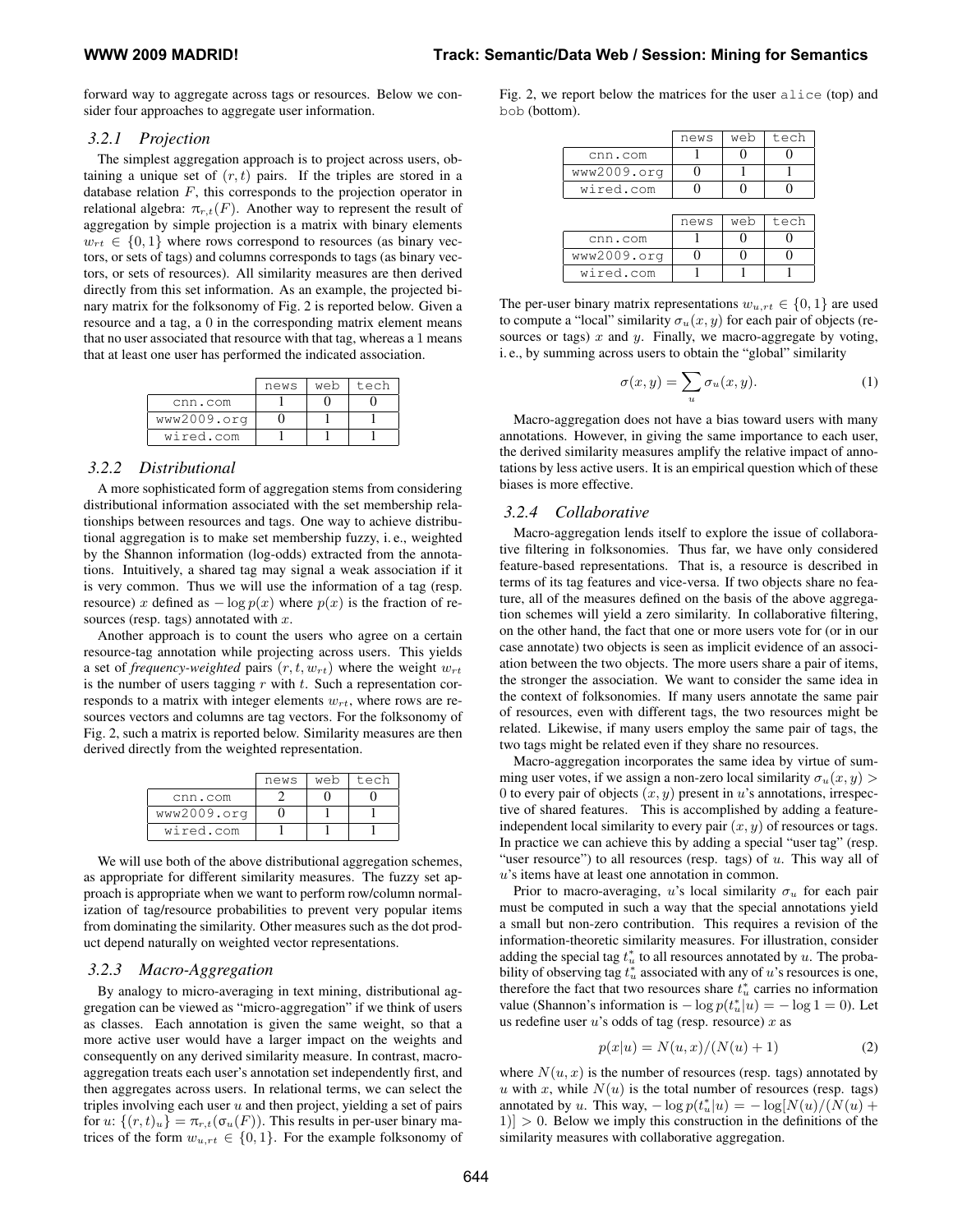forward way to aggregate across tags or resources. Below we consider four approaches to aggregate user information.

### 3.2.1 Projection

The simplest aggregation approach is to project across users, obtaining a unique set of $(r, t)$ pairs. If the triples are stored in a database relation $F$, this corresponds to the projection operator in relational algebra: $\pi_{r,t}(F)$. Another way to represent the result of aggregation by simple projection is a matrix with binary elements $w_{rt} \in \{0, 1\}$ where rows correspond to resources (as binary vectors, or sets of tags) and columns corresponds to tags (as binary vectors, or sets of resources). All similarity measures are then derived directly from this set information. As an example, the projected binary matrix for the folksonomy of Fig. 2 is reported below. Given a resource and a tag, a 0 in the corresponding matrix element means that no user associated that resource with that tag, whereas a 1 means that at least one user has performed the indicated association.

| | news | web | tech |
|---|---|---|---|
| cnn.com | 1 | 0 | 0 |
| www2009.org | 0 | 1 | 1 |
| wired.com | 1 | 1 | 1 |

### 3.2.2 Distributional

A more sophisticated form of aggregation stems from considering distributional information associated with the set membership relationships between resources and tags. One way to achieve distributional aggregation is to make set membership fuzzy, i. e., weighted by the Shannon information (log-odds) extracted from the annotations. Intuitively, a shared tag may signal a weak association if it is very common. Thus we will use the information of a tag (resp. resource) $x$ defined as $-\log p(x)$ where $p(x)$ is the fraction of resources (resp. tags) annotated with $x$.

Another approach is to count the users who agree on a certain resource-tag annotation while projecting across users. This yields a set of *frequency-weighted* pairs $(r, t, w_{rt})$ where the weight $w_{rt}$ is the number of users tagging $r$ with $t$. Such a representation corresponds to a matrix with integer elements $w_{rt}$, where rows are resources vectors and columns are tag vectors. For the folksonomy of Fig. 2, such a matrix is reported below. Similarity measures are then derived directly from the weighted representation.

| | news | web | tech |
|---|---|---|---|
| cnn.com | 2 | 0 | 0 |
| www2009.org | 0 | 1 | 1 |
| wired.com | 1 | 1 | 1 |

We will use both of the above distributional aggregation schemes, as appropriate for different similarity measures. The fuzzy set approach is appropriate when we want to perform row/column normalization of tag/resource probabilities to prevent very popular items from dominating the similarity. Other measures such as the dot product depend naturally on weighted vector representations.

### 3.2.3 Macro-Aggregation

By analogy to micro-averaging in text mining, distributional aggregation can be viewed as "micro-aggregation" if we think of users as classes. Each annotation is given the same weight, so that a more active user would have a larger impact on the weights and consequently on any derived similarity measure. In contrast, macro-aggregation treats each user's annotation set independently first, and then aggregates across users. In relational terms, we can select the triples involving each user $u$ and then project, yielding a set of pairs for $u$: $\{(r, t)_u\} = \pi_{r,t}(\sigma_u(F))$. This results in per-user binary matrices of the form $w_{u,rt} \in \{0, 1\}$. For the example folksonomy of Fig. 2, we report below the matrices for the user alice (top) and bob (bottom).

| | news | web | tech |
|---|---|---|---|
| cnn.com | 1 | 0 | 0 |
| www2009.org | 0 | 1 | 1 |
| wired.com | 0 | 0 | 0 |

| | news | web | tech |
|---|---|---|---|
| cnn.com | 1 | 0 | 0 |
| www2009.org | 0 | 0 | 0 |
| wired.com | 1 | 1 | 1 |

The per-user binary matrix representations $w_{u,rt} \in \{0, 1\}$ are used to compute a "local" similarity $\sigma_u(x, y)$ for each pair of objects (resources or tags) $x$ and $y$. Finally, we macro-aggregate by voting, i. e., by summing across users to obtain the "global" similarity

$$\sigma(x, y) = \sum_u \sigma_u(x, y). \tag{1}$$

Macro-aggregation does not have a bias toward users with many annotations. However, in giving the same importance to each user, the derived similarity measures amplify the relative impact of annotations by less active users. It is an empirical question which of these biases is more effective.

### 3.2.4 Collaborative

Macro-aggregation lends itself to explore the issue of collaborative filtering in folksonomies. Thus far, we have only considered feature-based representations. That is, a resource is described in terms of its tag features and vice-versa. If two objects share no feature, all of the measures defined on the basis of the above aggregation schemes will yield a zero similarity. In collaborative filtering, on the other hand, the fact that one or more users vote for (or in our case annotate) two objects is seen as implicit evidence of an association between the two objects. The more users share a pair of items, the stronger the association. We want to consider the same idea in the context of folksonomies. If many users annotate the same pair of resources, even with different tags, the two resources might be related. Likewise, if many users employ the same pair of tags, the two tags might be related even if they share no resources.

Macro-aggregation incorporates the same idea by virtue of summing user votes, if we assign a non-zero local similarity $\sigma_u(x, y) > 0$ to every pair of objects $(x, y)$ present in $u$'s annotations, irrespective of shared features. This is accomplished by adding a feature-independent local similarity to every pair $(x, y)$ of resources or tags. In practice we can achieve this by adding a special "user tag" (resp. "user resource") to all resources (resp. tags) of $u$. This way all of $u$'s items have at least one annotation in common.

Prior to macro-averaging, $u$'s local similarity $\sigma_u$ for each pair must be computed in such a way that the special annotations yield a small but non-zero contribution. This requires a revision of the information-theoretic similarity measures. For illustration, consider adding the special tag $t^*_u$ to all resources annotated by $u$. The probability of observing tag $t^*_u$ associated with any of $u$'s resources is one, therefore the fact that two resources share $t^*_u$ carries no information value (Shannon's information is $-\log p(t^*_u|u) = -\log 1 = 0$). Let us redefine user $u$'s odds of tag (resp. resource) $x$ as

$$p(x|u) = N(u, x)/(N(u) + 1) \tag{2}$$

where $N(u, x)$ is the number of resources (resp. tags) annotated by $u$ with $x$, while $N(u)$ is the total number of resources (resp. tags) annotated by $u$. This way, $-\log p(t^*_u|u) = -\log[N(u)/(N(u) + 1)] > 0$. Below we imply this construction in the definitions of the similarity measures with collaborative aggregation.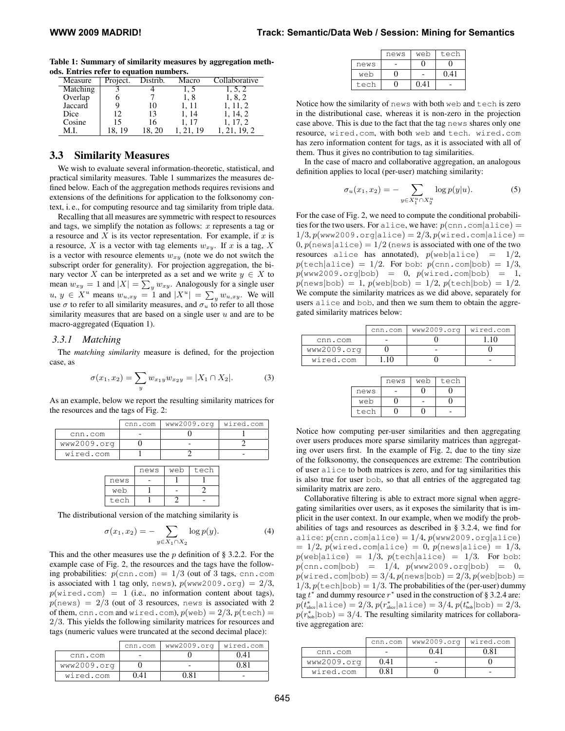**Table 1: Summary of similarity measures by aggregation methods. Entries refer to equation numbers.**

| Measure | Project. | Distrib. | Macro | Collaborative |
|---|---|---|---|---|
| Matching | 3 | 4 | 1, 5 | 1, 5, 2 |
| Overlap | 6 | 7 | 1, 8 | 1, 8, 2 |
| Jaccard | 9 | 10 | 1, 11 | 1, 11, 2 |
| Dice | 12 | 13 | 1, 14 | 1, 14, 2 |
| Cosine | 15 | 16 | 1, 17 | 1, 17, 2 |
| M.I. | 18, 19 | 18, 20 | 1, 21, 19 | 1, 21, 19, 2 |

## 3.3 Similarity Measures

We wish to evaluate several information-theoretic, statistical, and practical similarity measures. Table 1 summarizes the measures defined below. Each of the aggregation methods requires revisions and extensions of the definitions for application to the folksonomy context, i. e., for computing resource and tag similarity from triple data.

Recalling that all measures are symmetric with respect to resources and tags, we simplify the notation as follows: $x$ represents a tag or a resource and $X$ is its vector representation. For example, if $x$ is a resource, $X$ is a vector with tag elements $w_{xy}$. If $x$ is a tag, $X$ is a vector with resource elements $w_{xy}$ (note we do not switch the subscript order for generality). For projection aggregation, the binary vector $X$ can be interpreted as a set and we write $y \in X$ to mean $w_{xy} = 1$ and $|X| = \sum_y w_{xy}$. Analogously for a single user $u$, $y \in X^u$ means $w_{u,xy} = 1$ and $|X^u| = \sum_y w_{u,xy}$. We will use $\sigma$ to refer to all similarity measures, and $\sigma_u$ to refer to all those similarity measures that are based on a single user $u$ and are to be macro-aggregated (Equation 1).

### 3.3.1 Matching

The *matching similarity* measure is defined, for the projection case, as

$$\sigma(x_1, x_2) = \sum_y w_{x_1y} w_{x_2y} = |X_1 \cap X_2|. \quad (3)$$

As an example, below we report the resulting similarity matrices for the resources and the tags of Fig. 2:

| | cnn.com | www2009.org | wired.com |
|---|---|---|---|
| cnn.com | - | 0 | 1 |
| www2009.org | 0 | - | 2 |
| wired.com | 1 | 2 | - |

| | news | web | tech |
|---|---|---|---|
| news | - | 1 | 1 |
| web | 1 | - | 2 |
| tech | 1 | 2 | - |

The distributional version of the matching similarity is

$$\sigma(x_1, x_2) = -\sum_{y \in X_1 \cap X_2} \log p(y). \quad (4)$$

This and the other measures use the $p$ definition of § 3.2.2. For the example case of Fig. 2, the resources and the tags have the following probabilities: $p(\texttt{cnn.com}) = 1/3$ (out of 3 tags, cnn.com is associated with 1 tag only, news), $p(\texttt{www2009.org}) = 2/3$, $p(\texttt{wired.com}) = 1$ (i.e., no information content about tags), $p(\texttt{news}) = 2/3$ (out of 3 resources, news is associated with 2 of them, cnn.com and wired.com), $p(\texttt{web}) = 2/3$, $p(\texttt{tech}) = 2/3$. This yields the following similarity matrices for resources and tags (numeric values were truncated at the second decimal place):

| | cnn.com | www2009.org | wired.com |
|---|---|---|---|
| cnn.com | - | 0 | 0.41 |
| www2009.org | 0 | - | 0.81 |
| wired.com | 0.41 | 0.81 | - |

| | news | web | tech |
|---|---|---|---|
| news | - | 0 | 0 |
| web | 0 | - | 0.41 |
| tech | 0 | 0.41 | - |

Notice how the similarity of news with both web and tech is zero in the distributional case, whereas it is non-zero in the projection case above. This is due to the fact that the tag news shares only one resource, wired.com, with both web and tech. wired.com has zero information content for tags, as it is associated with all of them. Thus it gives no contribution to tag similarities.

In the case of macro and collaborative aggregation, an analogous definition applies to local (per-user) matching similarity:

$$\sigma_u(x_1, x_2) = -\sum_{y \in X_1^u \cap X_2^u} \log p(y|u). \quad (5)$$

For the case of Fig. 2, we need to compute the conditional probabilities for the two users. For alice, we have: $p(\texttt{cnn.com}|\texttt{alice}) = 1/3$, $p(\texttt{www2009.org}|\texttt{alice}) = 2/3$, $p(\texttt{wired.com}|\texttt{alice}) = 0$, $p(\texttt{news}|\texttt{alice}) = 1/2$ (news is associated with one of the two resources alice has annotated), $p(\texttt{web}|\texttt{alice}) = 1/2$, $p(\texttt{tech}|\texttt{alice}) = 1/2$. For bob: $p(\texttt{cnn.com}|\texttt{bob}) = 1/3$, $p(\texttt{www2009.org}|\texttt{bob}) = 0$, $p(\texttt{wired.com}|\texttt{bob}) = 1$, $p(\texttt{news}|\texttt{bob}) = 1$, $p(\texttt{web}|\texttt{bob}) = 1/2$, $p(\texttt{tech}|\texttt{bob}) = 1/2$. We compute the similarity matrices as we did above, separately for users alice and bob, and then we sum them to obtain the aggregated similarity matrices below:

| | cnn.com | www2009.org | wired.com |
|---|---|---|---|
| cnn.com | - | 0 | 1.10 |
| www2009.org | 0 | - | 0 |
| wired.com | 1.10 | 0 | - |

| | news | web | tech |
|---|---|---|---|
| news | - | 0 | 0 |
| web | 0 | - | 0 |
| tech | 0 | 0 | - |

Notice how computing per-user similarities and then aggregating over users produces more sparse similarity matrices than aggregating over users first. In the example of Fig. 2, due to the tiny size of the folksonomy, the consequences are extreme: The contribution of user alice to both matrices is zero, and for tag similarities this is also true for user bob, so that all entries of the aggregated tag similarity matrix are zero.

Collaborative filtering is able to extract more signal when aggregating similarities over users, as it exposes the similarity that is implicit in the user context. In our example, when we modify the probabilities of tags and resources as described in § 3.2.4, we find for alice: $p(\texttt{cnn.com}|\texttt{alice}) = 1/4$, $p(\texttt{www2009.org}|\texttt{alice}) = 1/2$, $p(\texttt{wired.com}|\texttt{alice}) = 0$, $p(\texttt{news}|\texttt{alice}) = 1/3$, $p(\texttt{web}|\texttt{alice}) = 1/3$, $p(\texttt{tech}|\texttt{alice}) = 1/3$. For bob: $p(\texttt{cnn.com}|\texttt{bob}) = 1/4$, $p(\texttt{www2009.org}|\texttt{bob}) = 0$, $p(\texttt{wired.com}|\texttt{bob}) = 3/4$, $p(\texttt{news}|\texttt{bob}) = 2/3$, $p(\texttt{web}|\texttt{bob}) = 1/3$, $p(\texttt{tech}|\texttt{bob}) = 1/3$. The probabilities of the (per-user) dummy tag $t^*$ and dummy resource $r^*$ used in the construction of § 3.2.4 are: $p(t^*_{\text{alice}}|\texttt{alice}) = 2/3$, $p(r^*_{\text{alice}}|\texttt{alice}) = 3/4$, $p(t^*_{\text{bob}}|\texttt{bob}) = 2/3$, $p(r^*_{\text{bob}}|\texttt{bob}) = 3/4$. The resulting similarity matrices for collaborative aggregation are:

| | cnn.com | www2009.org | wired.com |
|---|---|---|---|
| cnn.com | - | 0.41 | 0.81 |
| www2009.org | 0.41 | - | 0 |
| wired.com | 0.81 | 0 | - |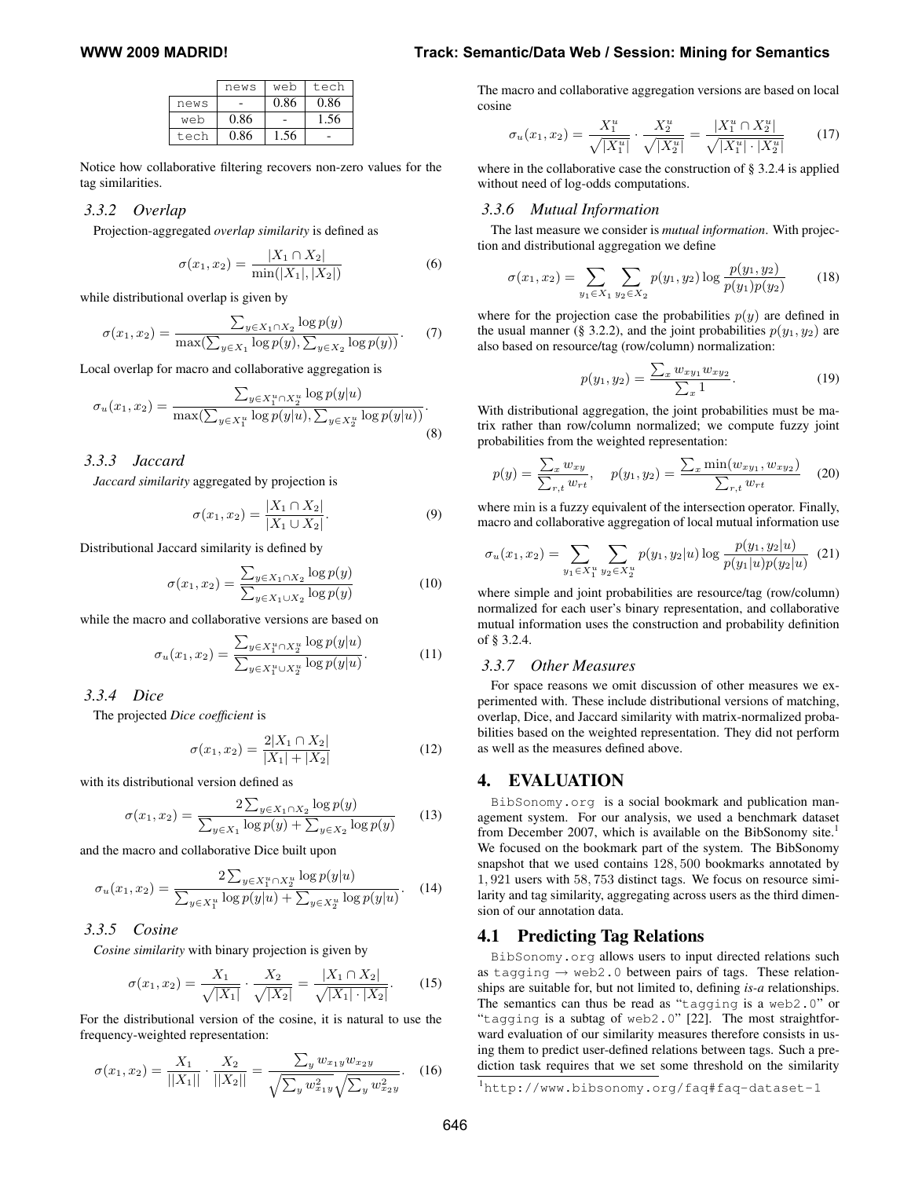|  | news | web | tech |
| --- | --- | --- | --- |
| news | - | 0.86 | 0.86 |
| web | 0.86 | - | 1.56 |
| tech | 0.86 | 1.56 | - |

Notice how collaborative filtering recovers non-zero values for the tag similarities.

### 3.3.2 Overlap

Projection-aggregated *overlap similarity* is defined as

$$\sigma(x_1, x_2) = \frac{|X_1 \cap X_2|}{\min(|X_1|, |X_2|)} \quad (6)$$

while distributional overlap is given by

$$\sigma(x_1, x_2) = \frac{\sum_{y \in X_1 \cap X_2} \log p(y)}{\max(\sum_{y \in X_1} \log p(y), \sum_{y \in X_2} \log p(y))}. \quad (7)$$

Local overlap for macro and collaborative aggregation is

$$\sigma_u(x_1, x_2) = \frac{\sum_{y \in X_1^u \cap X_2^u} \log p(y|u)}{\max(\sum_{y \in X_1^u} \log p(y|u), \sum_{y \in X_2^u} \log p(y|u))}. \quad (8)$$

### 3.3.3 Jaccard

*Jaccard similarity* aggregated by projection is

$$\sigma(x_1, x_2) = \frac{|X_1 \cap X_2|}{|X_1 \cup X_2|}. \quad (9)$$

Distributional Jaccard similarity is defined by

$$\sigma(x_1, x_2) = \frac{\sum_{y \in X_1 \cap X_2} \log p(y)}{\sum_{y \in X_1 \cup X_2} \log p(y)} \quad (10)$$

while the macro and collaborative versions are based on

$$\sigma_u(x_1, x_2) = \frac{\sum_{y \in X_1^u \cap X_2^u} \log p(y|u)}{\sum_{y \in X_1^u \cup X_2^u} \log p(y|u)}. \quad (11)$$

### 3.3.4 Dice

The projected *Dice coefficient* is

$$\sigma(x_1, x_2) = \frac{2|X_1 \cap X_2|}{|X_1| + |X_2|} \quad (12)$$

with its distributional version defined as

$$\sigma(x_1, x_2) = \frac{2\sum_{y \in X_1 \cap X_2} \log p(y)}{\sum_{y \in X_1} \log p(y) + \sum_{y \in X_2} \log p(y)} \quad (13)$$

and the macro and collaborative Dice built upon

$$\sigma_u(x_1, x_2) = \frac{2\sum_{y \in X_1^u \cap X_2^u} \log p(y|u)}{\sum_{y \in X_1^u} \log p(y|u) + \sum_{y \in X_2^u} \log p(y|u)}. \quad (14)$$

### 3.3.5 Cosine

*Cosine similarity* with binary projection is given by

$$\sigma(x_1, x_2) = \frac{X_1}{\sqrt{|X_1|}} \cdot \frac{X_2}{\sqrt{|X_2|}} = \frac{|X_1 \cap X_2|}{\sqrt{|X_1| \cdot |X_2|}}. \quad (15)$$

For the distributional version of the cosine, it is natural to use the frequency-weighted representation:

$$\sigma(x_1, x_2) = \frac{X_1}{||X_1||} \cdot \frac{X_2}{||X_2||} = \frac{\sum_y w_{x_1 y} w_{x_2 y}}{\sqrt{\sum_y w_{x_1 y}^2}\sqrt{\sum_y w_{x_2 y}^2}}. \quad (16)$$

The macro and collaborative aggregation versions are based on local cosine

$$\sigma_u(x_1, x_2) = \frac{X_1^u}{\sqrt{|X_1^u|}} \cdot \frac{X_2^u}{\sqrt{|X_2^u|}} = \frac{|X_1^u \cap X_2^u|}{\sqrt{|X_1^u| \cdot |X_2^u|}} \quad (17)$$

where in the collaborative case the construction of § 3.2.4 is applied without need of log-odds computations.

### 3.3.6 Mutual Information

The last measure we consider is *mutual information*. With projection and distributional aggregation we define

$$\sigma(x_1, x_2) = \sum_{y_1 \in X_1} \sum_{y_2 \in X_2} p(y_1, y_2) \log \frac{p(y_1, y_2)}{p(y_1)p(y_2)} \quad (18)$$

where for the projection case the probabilities $p(y)$ are defined in the usual manner (§ 3.2.2), and the joint probabilities $p(y_1, y_2)$ are also based on resource/tag (row/column) normalization:

$$p(y_1, y_2) = \frac{\sum_x w_{xy_1} w_{xy_2}}{\sum_x 1}. \quad (19)$$

With distributional aggregation, the joint probabilities must be matrix rather than row/column normalized; we compute fuzzy joint probabilities from the weighted representation:

$$p(y) = \frac{\sum_x w_{xy}}{\sum_{r,t} w_{rt}}, \quad p(y_1, y_2) = \frac{\sum_x \min(w_{xy_1}, w_{xy_2})}{\sum_{r,t} w_{rt}} \quad (20)$$

where min is a fuzzy equivalent of the intersection operator. Finally, macro and collaborative aggregation of local mutual information use

$$\sigma_u(x_1, x_2) = \sum_{y_1 \in X_1^u} \sum_{y_2 \in X_2^u} p(y_1, y_2|u) \log \frac{p(y_1, y_2|u)}{p(y_1|u)p(y_2|u)} \quad (21)$$

where simple and joint probabilities are resource/tag (row/column) normalized for each user's binary representation, and collaborative mutual information uses the construction and probability definition of § 3.2.4.

### 3.3.7 Other Measures

For space reasons we omit discussion of other measures we experimented with. These include distributional versions of matching, overlap, Dice, and Jaccard similarity with matrix-normalized probabilities based on the weighted representation. They did not perform as well as the measures defined above.

# 4. EVALUATION

BibSonomy.org is a social bookmark and publication management system. For our analysis, we used a benchmark dataset from December 2007, which is available on the BibSonomy site.[1] We focused on the bookmark part of the system. The BibSonomy snapshot that we used contains 128,500 bookmarks annotated by 1,921 users with 58,753 distinct tags. We focus on resource similarity and tag similarity, aggregating across users as the third dimension of our annotation data.

## 4.1 Predicting Tag Relations

BibSonomy.org allows users to input directed relations such as tagging → web2.0 between pairs of tags. These relationships are suitable for, but not limited to, defining *is-a* relationships. The semantics can thus be read as "tagging is a web2.0" or "tagging is a subtag of web2.0" [22]. The most straightforward evaluation of our similarity measures therefore consists in using them to predict user-defined relations between tags. Such a prediction task requires that we set some threshold on the similarity

[1] http://www.bibsonomy.org/faq#faq-dataset-1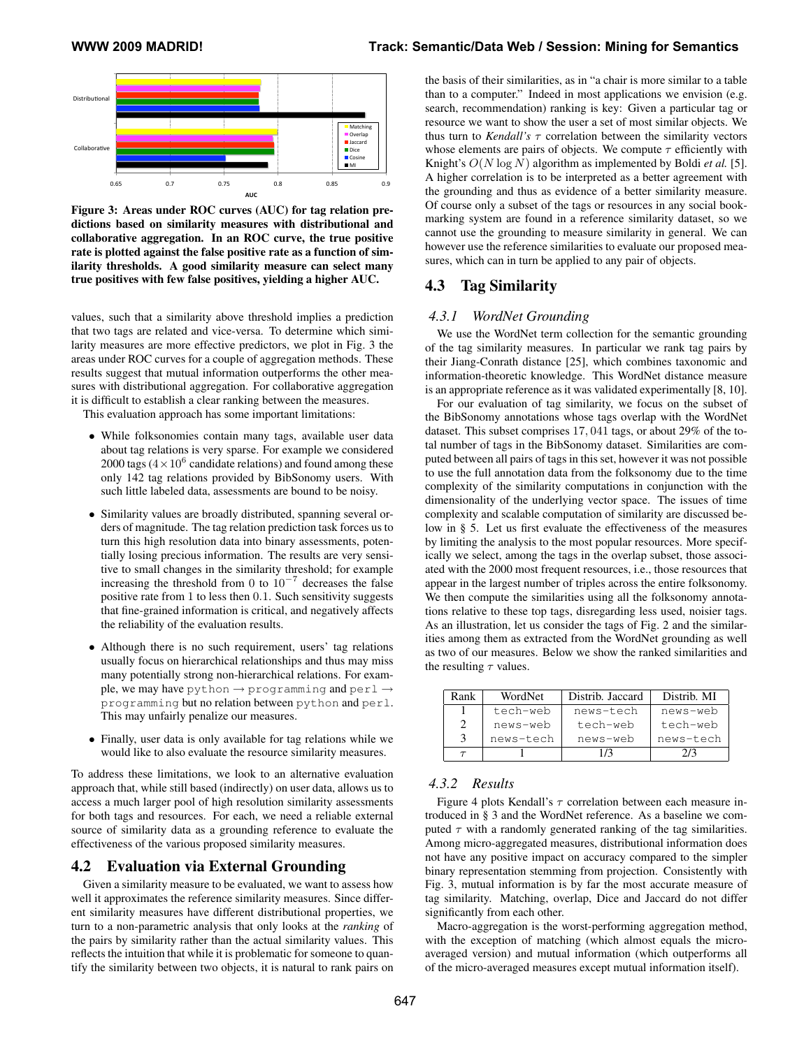Distributional

Collaborative

Matching
Overlap
Jaccard
Dice
Cosine
MI

0.65 0.7 0.75 0.8 0.85 0.9

AUC

**Figure 3: Areas under ROC curves (AUC) for tag relation predictions based on similarity measures with distributional and collaborative aggregation. In an ROC curve, the true positive rate is plotted against the false positive rate as a function of similarity thresholds. A good similarity measure can select many true positives with few false positives, yielding a higher AUC.**

values, such that a similarity above threshold implies a prediction that two tags are related and vice-versa. To determine which similarity measures are more effective predictors, we plot in Fig. 3 the areas under ROC curves for a couple of aggregation methods. These results suggest that mutual information outperforms the other measures with distributional aggregation. For collaborative aggregation it is difficult to establish a clear ranking between the measures.

This evaluation approach has some important limitations:

- While folksonomies contain many tags, available user data about tag relations is very sparse. For example we considered 2000 tags ($4 \times 10^6$ candidate relations) and found among these only 142 tag relations provided by BibSonomy users. With such little labeled data, assessments are bound to be noisy.
- Similarity values are broadly distributed, spanning several orders of magnitude. The tag relation prediction task forces us to turn this high resolution data into binary assessments, potentially losing precious information. The results are very sensitive to small changes in the similarity threshold; for example increasing the threshold from 0 to $10^{-7}$ decreases the false positive rate from 1 to less then 0.1. Such sensitivity suggests that fine-grained information is critical, and negatively affects the reliability of the evaluation results.
- Although there is no such requirement, users' tag relations usually focus on hierarchical relationships and thus may miss many potentially strong non-hierarchical relations. For example, we may have `python` → `programming` and `perl` → `programming` but no relation between `python` and `perl`. This may unfairly penalize our measures.
- Finally, user data is only available for tag relations while we would like to also evaluate the resource similarity measures.

To address these limitations, we look to an alternative evaluation approach that, while still based (indirectly) on user data, allows us to access a much larger pool of high resolution similarity assessments for both tags and resources. For each, we need a reliable external source of similarity data as a grounding reference to evaluate the effectiveness of the various proposed similarity measures.

## 4.2 Evaluation via External Grounding

Given a similarity measure to be evaluated, we want to assess how well it approximates the reference similarity measures. Since different similarity measures have different distributional properties, we turn to a non-parametric analysis that only looks at the *ranking* of the pairs by similarity rather than the actual similarity values. This reflects the intuition that while it is problematic for someone to quantify the similarity between two objects, it is natural to rank pairs on the basis of their similarities, as in "a chair is more similar to a table than to a computer." Indeed in most applications we envision (e.g. search, recommendation) ranking is key: Given a particular tag or resource we want to show the user a set of most similar objects. We thus turn to *Kendall's* $\tau$ correlation between the similarity vectors whose elements are pairs of objects. We compute $\tau$ efficiently with Knight's $O(N \log N)$ algorithm as implemented by Boldi *et al.* [5]. A higher correlation is to be interpreted as a better agreement with the grounding and thus as evidence of a better similarity measure. Of course only a subset of the tags or resources in any social bookmarking system are found in a reference similarity dataset, so we cannot use the grounding to measure similarity in general. We can however use the reference similarities to evaluate our proposed measures, which can in turn be applied to any pair of objects.

## 4.3 Tag Similarity

### *4.3.1 WordNet Grounding*

We use the WordNet term collection for the semantic grounding of the tag similarity measures. In particular we rank tag pairs by their Jiang-Conrath distance [25], which combines taxonomic and information-theoretic knowledge. This WordNet distance measure is an appropriate reference as it was validated experimentally [8, 10].

For our evaluation of tag similarity, we focus on the subset of the BibSonomy annotations whose tags overlap with the WordNet dataset. This subset comprises 17,041 tags, or about 29% of the total number of tags in the BibSonomy dataset. Similarities are computed between all pairs of tags in this set, however it was not possible to use the full annotation data from the folksonomy due to the time complexity of the similarity computations in conjunction with the dimensionality of the underlying vector space. The issues of time complexity and scalable computation of similarity are discussed below in § 5. Let us first evaluate the effectiveness of the measures by limiting the analysis to the most popular resources. More specifically we select, among the tags in the overlap subset, those associated with the 2000 most frequent resources, i.e., those resources that appear in the largest number of triples across the entire folksonomy. We then compute the similarities using all the folksonomy annotations relative to these top tags, disregarding less used, noisier tags. As an illustration, let us consider the tags of Fig. 2 and the similarities among them as extracted from the WordNet grounding as well as two of our measures. Below we show the ranked similarities and the resulting $\tau$ values.

| Rank | WordNet | Distrib. Jaccard | Distrib. MI |
|---|---|---|---|
| 1 | `tech-web` | `news-tech` | `news-web` |
| 2 | `news-web` | `tech-web` | `tech-web` |
| 3 | `news-tech` | `news-web` | `news-tech` |
| $\tau$ | 1 | 1/3 | 2/3 |

### *4.3.2 Results*

Figure 4 plots Kendall's $\tau$ correlation between each measure introduced in § 3 and the WordNet reference. As a baseline we computed $\tau$ with a randomly generated ranking of the tag similarities. Among micro-aggregated measures, distributional information does not have any positive impact on accuracy compared to the simpler binary representation stemming from projection. Consistently with Fig. 3, mutual information is by far the most accurate measure of tag similarity. Matching, overlap, Dice and Jaccard do not differ significantly from each other.

Macro-aggregation is the worst-performing aggregation method, with the exception of matching (which almost equals the micro-averaged version) and mutual information (which outperforms all of the micro-averaged measures except mutual information itself).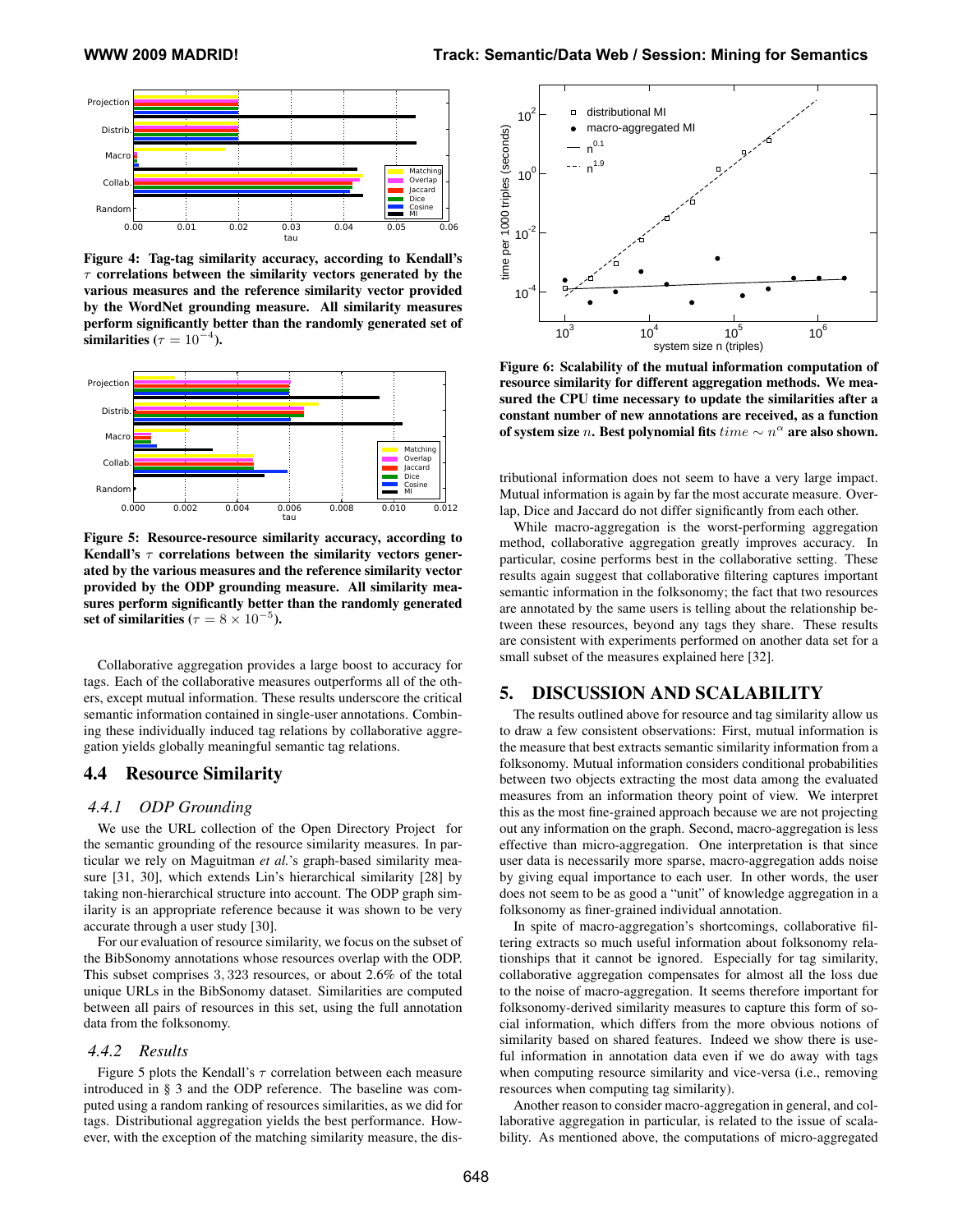Figure 4: Tag-tag similarity accuracy, according to Kendall's $\tau$ correlations between the similarity vectors generated by the various measures and the reference similarity vector provided by the WordNet grounding measure. All similarity measures perform significantly better than the randomly generated set of similarities ($\tau = 10^{-4}$).

Figure 5: Resource-resource similarity accuracy, according to Kendall's $\tau$ correlations between the similarity vectors generated by the various measures and the reference similarity vector provided by the ODP grounding measure. All similarity measures perform significantly better than the randomly generated set of similarities ($\tau = 8 \times 10^{-5}$).

Collaborative aggregation provides a large boost to accuracy for tags. Each of the collaborative measures outperforms all of the others, except mutual information. These results underscore the critical semantic information contained in single-user annotations. Combining these individually induced tag relations by collaborative aggregation yields globally meaningful semantic tag relations.

## 4.4 Resource Similarity

### 4.4.1 ODP Grounding

We use the URL collection of the Open Directory Project for the semantic grounding of the resource similarity measures. In particular we rely on Maguitman *et al.*'s graph-based similarity measure [31, 30], which extends Lin's hierarchical similarity [28] by taking non-hierarchical structure into account. The ODP graph similarity is an appropriate reference because it was shown to be very accurate through a user study [30].

For our evaluation of resource similarity, we focus on the subset of the BibSonomy annotations whose resources overlap with the ODP. This subset comprises 3,323 resources, or about 2.6% of the total unique URLs in the BibSonomy dataset. Similarities are computed between all pairs of resources in this set, using the full annotation data from the folksonomy.

### 4.4.2 Results

Figure 5 plots the Kendall's $\tau$ correlation between each measure introduced in § 3 and the ODP reference. The baseline was computed using a random ranking of resources similarities, as we did for tags. Distributional aggregation yields the best performance. However, with the exception of the matching similarity measure, the distributional information does not seem to have a very large impact. Mutual information is again by far the most accurate measure. Overlap, Dice and Jaccard do not differ significantly from each other.

While macro-aggregation is the worst-performing aggregation method, collaborative aggregation greatly improves accuracy. In particular, cosine performs best in the collaborative setting. These results again suggest that collaborative filtering captures important semantic information in the folksonomy; the fact that two resources are annotated by the same users is telling about the relationship between these resources, beyond any tags they share. These results are consistent with experiments performed on another data set for a small subset of the measures explained here [32].

Figure 6: Scalability of the mutual information computation of resource similarity for different aggregation methods. We measured the CPU time necessary to update the similarities after a constant number of new annotations are received, as a function of system size $n$. Best polynomial fits $time \sim n^{\alpha}$ are also shown.

## 5. DISCUSSION AND SCALABILITY

The results outlined above for resource and tag similarity allow us to draw a few consistent observations: First, mutual information is the measure that best extracts semantic similarity information from a folksonomy. Mutual information considers conditional probabilities between two objects extracting the most data among the evaluated measures from an information theory point of view. We interpret this as the most fine-grained approach because we are not projecting out any information on the graph. Second, macro-aggregation is less effective than micro-aggregation. One interpretation is that since user data is necessarily more sparse, macro-aggregation adds noise by giving equal importance to each user. In other words, the user does not seem to be as good a "unit" of knowledge aggregation in a folksonomy as finer-grained individual annotation.

In spite of macro-aggregation's shortcomings, collaborative filtering extracts so much useful information about folksonomy relationships that it cannot be ignored. Especially for tag similarity, collaborative aggregation compensates for almost all the loss due to the noise of macro-aggregation. It seems therefore important for folksonomy-derived similarity measures to capture this form of social information, which differs from the more obvious notions of similarity based on shared features. Indeed we show there is useful information in annotation data even if we do away with tags when computing resource similarity and vice-versa (i.e., removing resources when computing tag similarity).

Another reason to consider macro-aggregation in general, and collaborative aggregation in particular, is related to the issue of scalability. As mentioned above, the computations of micro-aggregated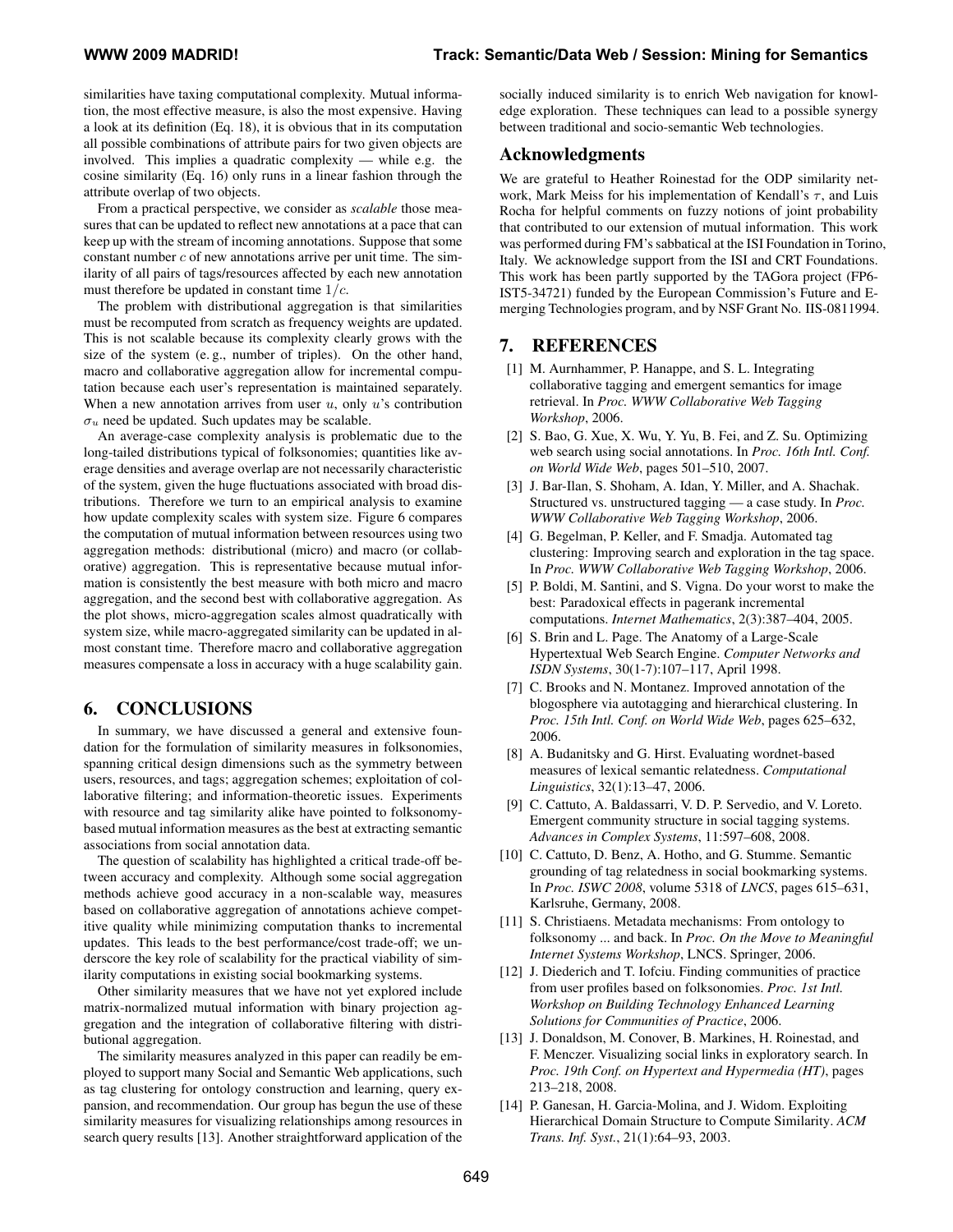similarities have taxing computational complexity. Mutual information, the most effective measure, is also the most expensive. Having a look at its definition (Eq. 18), it is obvious that in its computation all possible combinations of attribute pairs for two given objects are involved. This implies a quadratic complexity — while e.g. the cosine similarity (Eq. 16) only runs in a linear fashion through the attribute overlap of two objects.

From a practical perspective, we consider as *scalable* those measures that can be updated to reflect new annotations at a pace that can keep up with the stream of incoming annotations. Suppose that some constant number $c$ of new annotations arrive per unit time. The similarity of all pairs of tags/resources affected by each new annotation must therefore be updated in constant time $1/c$.

The problem with distributional aggregation is that similarities must be recomputed from scratch as frequency weights are updated. This is not scalable because its complexity clearly grows with the size of the system (e. g., number of triples). On the other hand, macro and collaborative aggregation allow for incremental computation because each user's representation is maintained separately. When a new annotation arrives from user $u$, only $u$'s contribution $\sigma_u$ need be updated. Such updates may be scalable.

An average-case complexity analysis is problematic due to the long-tailed distributions typical of folksonomies; quantities like average densities and average overlap are not necessarily characteristic of the system, given the huge fluctuations associated with broad distributions. Therefore we turn to an empirical analysis to examine how update complexity scales with system size. Figure 6 compares the computation of mutual information between resources using two aggregation methods: distributional (micro) and macro (or collaborative) aggregation. This is representative because mutual information is consistently the best measure with both micro and macro aggregation, and the second best with collaborative aggregation. As the plot shows, micro-aggregation scales almost quadratically with system size, while macro-aggregated similarity can be updated in almost constant time. Therefore macro and collaborative aggregation measures compensate a loss in accuracy with a huge scalability gain.

## 6. CONCLUSIONS

In summary, we have discussed a general and extensive foundation for the formulation of similarity measures in folksonomies, spanning critical design dimensions such as the symmetry between users, resources, and tags; aggregation schemes; exploitation of collaborative filtering; and information-theoretic issues. Experiments with resource and tag similarity alike have pointed to folksonomy-based mutual information measures as the best at extracting semantic associations from social annotation data.

The question of scalability has highlighted a critical trade-off between accuracy and complexity. Although some social aggregation methods achieve good accuracy in a non-scalable way, measures based on collaborative aggregation of annotations achieve competitive quality while minimizing computation thanks to incremental updates. This leads to the best performance/cost trade-off; we underscore the key role of scalability for the practical viability of similarity computations in existing social bookmarking systems.

Other similarity measures that we have not yet explored include matrix-normalized mutual information with binary projection aggregation and the integration of collaborative filtering with distributional aggregation.

The similarity measures analyzed in this paper can readily be employed to support many Social and Semantic Web applications, such as tag clustering for ontology construction and learning, query expansion, and recommendation. Our group has begun the use of these similarity measures for visualizing relationships among resources in search query results [13]. Another straightforward application of the socially induced similarity is to enrich Web navigation for knowledge exploration. These techniques can lead to a possible synergy between traditional and socio-semantic Web technologies.

## Acknowledgments

We are grateful to Heather Roinestad for the ODP similarity network, Mark Meiss for his implementation of Kendall's $\tau$, and Luis Rocha for helpful comments on fuzzy notions of joint probability that contributed to our extension of mutual information. This work was performed during FM's sabbatical at the ISI Foundation in Torino, Italy. We acknowledge support from the ISI and CRT Foundations. This work has been partly supported by the TAGora project (FP6-IST5-34721) funded by the European Commission's Future and Emerging Technologies program, and by NSF Grant No. IIS-0811994.

## 7. REFERENCES

[1] M. Aurnhammer, P. Hanappe, and S. L. Integrating collaborative tagging and emergent semantics for image retrieval. In *Proc. WWW Collaborative Web Tagging Workshop*, 2006.

[2] S. Bao, G. Xue, X. Wu, Y. Yu, B. Fei, and Z. Su. Optimizing web search using social annotations. In *Proc. 16th Intl. Conf. on World Wide Web*, pages 501–510, 2007.

[3] J. Bar-Ilan, S. Shoham, A. Idan, Y. Miller, and A. Shachak. Structured vs. unstructured tagging — a case study. In *Proc. WWW Collaborative Web Tagging Workshop*, 2006.

[4] G. Begelman, P. Keller, and F. Smadja. Automated tag clustering: Improving search and exploration in the tag space. In *Proc. WWW Collaborative Web Tagging Workshop*, 2006.

[5] P. Boldi, M. Santini, and S. Vigna. Do your worst to make the best: Paradoxical effects in pagerank incremental computations. *Internet Mathematics*, 2(3):387–404, 2005.

[6] S. Brin and L. Page. The Anatomy of a Large-Scale Hypertextual Web Search Engine. *Computer Networks and ISDN Systems*, 30(1-7):107–117, April 1998.

[7] C. Brooks and N. Montanez. Improved annotation of the blogosphere via autotagging and hierarchical clustering. In *Proc. 15th Intl. Conf. on World Wide Web*, pages 625–632, 2006.

[8] A. Budanitsky and G. Hirst. Evaluating wordnet-based measures of lexical semantic relatedness. *Computational Linguistics*, 32(1):13–47, 2006.

[9] C. Cattuto, A. Baldassarri, V. D. P. Servedio, and V. Loreto. Emergent community structure in social tagging systems. *Advances in Complex Systems*, 11:597–608, 2008.

[10] C. Cattuto, D. Benz, A. Hotho, and G. Stumme. Semantic grounding of tag relatedness in social bookmarking systems. In *Proc. ISWC 2008*, volume 5318 of *LNCS*, pages 615–631, Karlsruhe, Germany, 2008.

[11] S. Christiaens. Metadata mechanisms: From ontology to folksonomy ... and back. In *Proc. On the Move to Meaningful Internet Systems Workshop*, LNCS. Springer, 2006.

[12] J. Diederich and T. Iofciu. Finding communities of practice from user profiles based on folksonomies. *Proc. 1st Intl. Workshop on Building Technology Enhanced Learning Solutions for Communities of Practice*, 2006.

[13] J. Donaldson, M. Conover, B. Markines, H. Roinestad, and F. Menczer. Visualizing social links in exploratory search. In *Proc. 19th Conf. on Hypertext and Hypermedia (HT)*, pages 213–218, 2008.

[14] P. Ganesan, H. Garcia-Molina, and J. Widom. Exploiting Hierarchical Domain Structure to Compute Similarity. *ACM Trans. Inf. Syst.*, 21(1):64–93, 2003.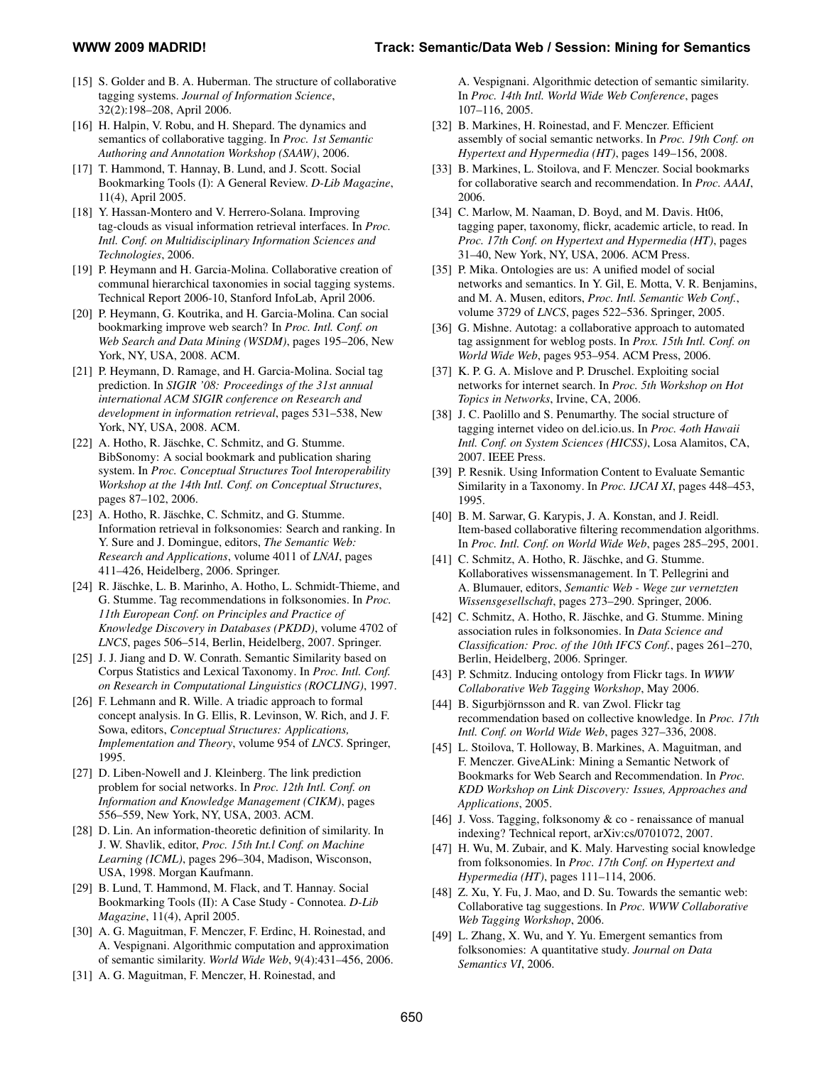[15] S. Golder and B. A. Huberman. The structure of collaborative tagging systems. *Journal of Information Science*, 32(2):198–208, April 2006.

[16] H. Halpin, V. Robu, and H. Shepard. The dynamics and semantics of collaborative tagging. In *Proc. 1st Semantic Authoring and Annotation Workshop (SAAW)*, 2006.

[17] T. Hammond, T. Hannay, B. Lund, and J. Scott. Social Bookmarking Tools (I): A General Review. *D-Lib Magazine*, 11(4), April 2005.

[18] Y. Hassan-Montero and V. Herrero-Solana. Improving tag-clouds as visual information retrieval interfaces. In *Proc. Intl. Conf. on Multidisciplinary Information Sciences and Technologies*, 2006.

[19] P. Heymann and H. Garcia-Molina. Collaborative creation of communal hierarchical taxonomies in social tagging systems. Technical Report 2006-10, Stanford InfoLab, April 2006.

[20] P. Heymann, G. Koutrika, and H. Garcia-Molina. Can social bookmarking improve web search? In *Proc. Intl. Conf. on Web Search and Data Mining (WSDM)*, pages 195–206, New York, NY, USA, 2008. ACM.

[21] P. Heymann, D. Ramage, and H. Garcia-Molina. Social tag prediction. In *SIGIR '08: Proceedings of the 31st annual international ACM SIGIR conference on Research and development in information retrieval*, pages 531–538, New York, NY, USA, 2008. ACM.

[22] A. Hotho, R. Jäschke, C. Schmitz, and G. Stumme. BibSonomy: A social bookmark and publication sharing system. In *Proc. Conceptual Structures Tool Interoperability Workshop at the 14th Intl. Conf. on Conceptual Structures*, pages 87–102, 2006.

[23] A. Hotho, R. Jäschke, C. Schmitz, and G. Stumme. Information retrieval in folksonomies: Search and ranking. In Y. Sure and J. Domingue, editors, *The Semantic Web: Research and Applications*, volume 4011 of *LNAI*, pages 411–426, Heidelberg, 2006. Springer.

[24] R. Jäschke, L. B. Marinho, A. Hotho, L. Schmidt-Thieme, and G. Stumme. Tag recommendations in folksonomies. In *Proc. 11th European Conf. on Principles and Practice of Knowledge Discovery in Databases (PKDD)*, volume 4702 of *LNCS*, pages 506–514, Berlin, Heidelberg, 2007. Springer.

[25] J. J. Jiang and D. W. Conrath. Semantic Similarity based on Corpus Statistics and Lexical Taxonomy. In *Proc. Intl. Conf. on Research in Computational Linguistics (ROCLING)*, 1997.

[26] F. Lehmann and R. Wille. A triadic approach to formal concept analysis. In G. Ellis, R. Levinson, W. Rich, and J. F. Sowa, editors, *Conceptual Structures: Applications, Implementation and Theory*, volume 954 of *LNCS*. Springer, 1995.

[27] D. Liben-Nowell and J. Kleinberg. The link prediction problem for social networks. In *Proc. 12th Intl. Conf. on Information and Knowledge Management (CIKM)*, pages 556–559, New York, NY, USA, 2003. ACM.

[28] D. Lin. An information-theoretic definition of similarity. In J. W. Shavlik, editor, *Proc. 15th Int.l Conf. on Machine Learning (ICML)*, pages 296–304, Madison, Wisconson, USA, 1998. Morgan Kaufmann.

[29] B. Lund, T. Hammond, M. Flack, and T. Hannay. Social Bookmarking Tools (II): A Case Study - Connotea. *D-Lib Magazine*, 11(4), April 2005.

[30] A. G. Maguitman, F. Menczer, F. Erdinc, H. Roinestad, and A. Vespignani. Algorithmic computation and approximation of semantic similarity. *World Wide Web*, 9(4):431–456, 2006.

[31] A. G. Maguitman, F. Menczer, H. Roinestad, and A. Vespignani. Algorithmic detection of semantic similarity. In *Proc. 14th Intl. World Wide Web Conference*, pages 107–116, 2005.

[32] B. Markines, H. Roinestad, and F. Menczer. Efficient assembly of social semantic networks. In *Proc. 19th Conf. on Hypertext and Hypermedia (HT)*, pages 149–156, 2008.

[33] B. Markines, L. Stoilova, and F. Menczer. Social bookmarks for collaborative search and recommendation. In *Proc. AAAI*, 2006.

[34] C. Marlow, M. Naaman, D. Boyd, and M. Davis. Ht06, tagging paper, taxonomy, flickr, academic article, to read. In *Proc. 17th Conf. on Hypertext and Hypermedia (HT)*, pages 31–40, New York, NY, USA, 2006. ACM Press.

[35] P. Mika. Ontologies are us: A unified model of social networks and semantics. In Y. Gil, E. Motta, V. R. Benjamins, and M. A. Musen, editors, *Proc. Intl. Semantic Web Conf.*, volume 3729 of *LNCS*, pages 522–536. Springer, 2005.

[36] G. Mishne. Autotag: a collaborative approach to automated tag assignment for weblog posts. In *Prox. 15th Intl. Conf. on World Wide Web*, pages 953–954. ACM Press, 2006.

[37] K. P. G. A. Mislove and P. Druschel. Exploiting social networks for internet search. In *Proc. 5th Workshop on Hot Topics in Networks*, Irvine, CA, 2006.

[38] J. C. Paolillo and S. Penumarthy. The social structure of tagging internet video on del.icio.us. In *Proc. 4oth Hawaii Intl. Conf. on System Sciences (HICSS)*, Losa Alamitos, CA, 2007. IEEE Press.

[39] P. Resnik. Using Information Content to Evaluate Semantic Similarity in a Taxonomy. In *Proc. IJCAI XI*, pages 448–453, 1995.

[40] B. M. Sarwar, G. Karypis, J. A. Konstan, and J. Reidl. Item-based collaborative filtering recommendation algorithms. In *Proc. Intl. Conf. on World Wide Web*, pages 285–295, 2001.

[41] C. Schmitz, A. Hotho, R. Jäschke, and G. Stumme. Kollaboratives wissensmanagement. In T. Pellegrini and A. Blumauer, editors, *Semantic Web - Wege zur vernetzten Wissensgesellschaft*, pages 273–290. Springer, 2006.

[42] C. Schmitz, A. Hotho, R. Jäschke, and G. Stumme. Mining association rules in folksonomies. In *Data Science and Classification: Proc. of the 10th IFCS Conf.*, pages 261–270, Berlin, Heidelberg, 2006. Springer.

[43] P. Schmitz. Inducing ontology from Flickr tags. In *WWW Collaborative Web Tagging Workshop*, May 2006.

[44] B. Sigurbjörnsson and R. van Zwol. Flickr tag recommendation based on collective knowledge. In *Proc. 17th Intl. Conf. on World Wide Web*, pages 327–336, 2008.

[45] L. Stoilova, T. Holloway, B. Markines, A. Maguitman, and F. Menczer. GiveALink: Mining a Semantic Network of Bookmarks for Web Search and Recommendation. In *Proc. KDD Workshop on Link Discovery: Issues, Approaches and Applications*, 2005.

[46] J. Voss. Tagging, folksonomy & co - renaissance of manual indexing? Technical report, arXiv:cs/0701072, 2007.

[47] H. Wu, M. Zubair, and K. Maly. Harvesting social knowledge from folksonomies. In *Proc. 17th Conf. on Hypertext and Hypermedia (HT)*, pages 111–114, 2006.

[48] Z. Xu, Y. Fu, J. Mao, and D. Su. Towards the semantic web: Collaborative tag suggestions. In *Proc. WWW Collaborative Web Tagging Workshop*, 2006.

[49] L. Zhang, X. Wu, and Y. Yu. Emergent semantics from folksonomies: A quantitative study. *Journal on Data Semantics VI*, 2006.